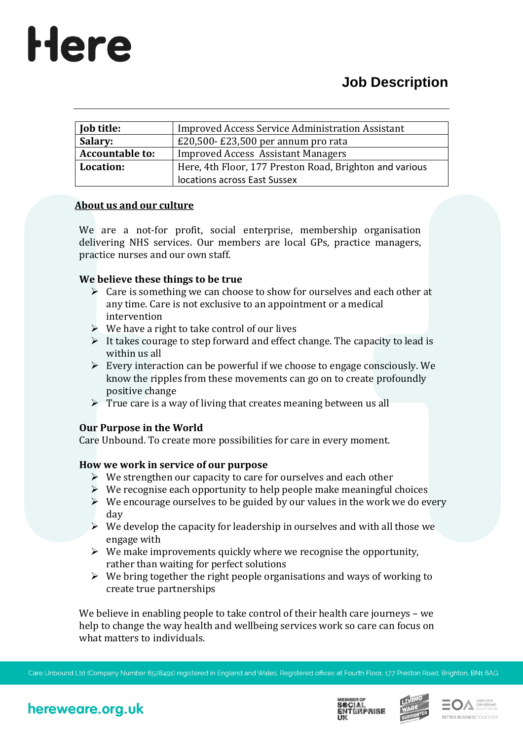# Here

## Job Description

| | |
|---|---|
| **Job title:** | Improved Access Service Administration Assistant |
| **Salary:** | £20,500- £23,500 per annum pro rata |
| **Accountable to:** | Improved Access Assistant Managers |
| **Location:** | Here, 4th Floor, 177 Preston Road, Brighton and various locations across East Sussex |

### About us and our culture

We are a not-for profit, social enterprise, membership organisation delivering NHS services. Our members are local GPs, practice managers, practice nurses and our own staff.

**We believe these things to be true**

- Care is something we can choose to show for ourselves and each other at any time. Care is not exclusive to an appointment or a medical intervention
- We have a right to take control of our lives
- It takes courage to step forward and effect change. The capacity to lead is within us all
- Every interaction can be powerful if we choose to engage consciously. We know the ripples from these movements can go on to create profoundly positive change
- True care is a way of living that creates meaning between us all

**Our Purpose in the World**

Care Unbound. To create more possibilities for care in every moment.

**How we work in service of our purpose**

- We strengthen our capacity to care for ourselves and each other
- We recognise each opportunity to help people make meaningful choices
- We encourage ourselves to be guided by our values in the work we do every day
- We develop the capacity for leadership in ourselves and with all those we engage with
- We make improvements quickly where we recognise the opportunity, rather than waiting for perfect solutions
- We bring together the right people organisations and ways of working to create true partnerships

We believe in enabling people to take control of their health care journeys – we help to change the way health and wellbeing services work so care can focus on what matters to individuals.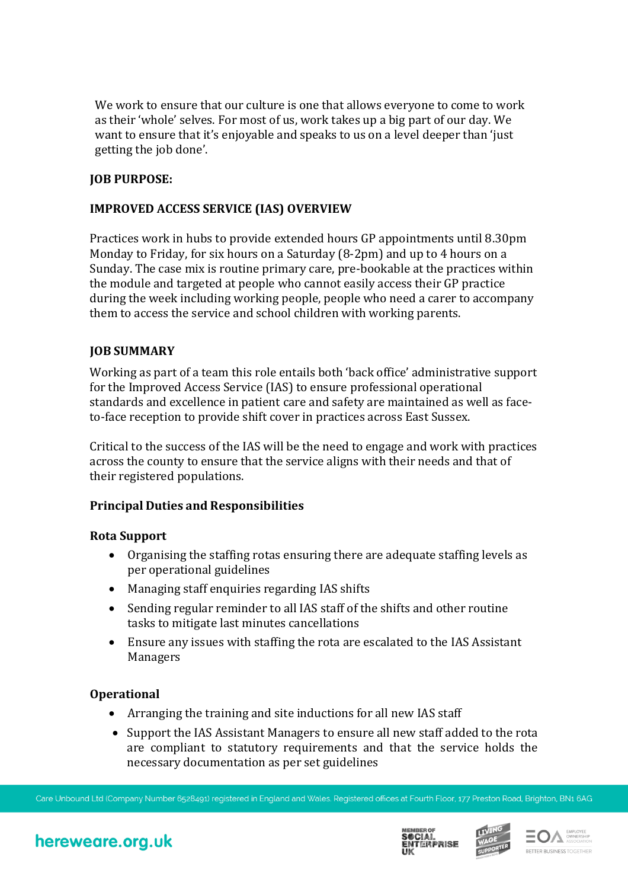We work to ensure that our culture is one that allows everyone to come to work as their 'whole' selves. For most of us, work takes up a big part of our day. We want to ensure that it's enjoyable and speaks to us on a level deeper than 'just getting the job done'.

**JOB PURPOSE:**

**IMPROVED ACCESS SERVICE (IAS) OVERVIEW**

Practices work in hubs to provide extended hours GP appointments until 8.30pm Monday to Friday, for six hours on a Saturday (8-2pm) and up to 4 hours on a Sunday. The case mix is routine primary care, pre-bookable at the practices within the module and targeted at people who cannot easily access their GP practice during the week including working people, people who need a carer to accompany them to access the service and school children with working parents.

**JOB SUMMARY**

Working as part of a team this role entails both 'back office' administrative support for the Improved Access Service (IAS) to ensure professional operational standards and excellence in patient care and safety are maintained as well as face-to-face reception to provide shift cover in practices across East Sussex.

Critical to the success of the IAS will be the need to engage and work with practices across the county to ensure that the service aligns with their needs and that of their registered populations.

**Principal Duties and Responsibilities**

**Rota Support**

- Organising the staffing rotas ensuring there are adequate staffing levels as per operational guidelines
- Managing staff enquiries regarding IAS shifts
- Sending regular reminder to all IAS staff of the shifts and other routine tasks to mitigate last minutes cancellations
- Ensure any issues with staffing the rota are escalated to the IAS Assistant Managers

**Operational**

- Arranging the training and site inductions for all new IAS staff
- Support the IAS Assistant Managers to ensure all new staff added to the rota are compliant to statutory requirements and that the service holds the necessary documentation as per set guidelines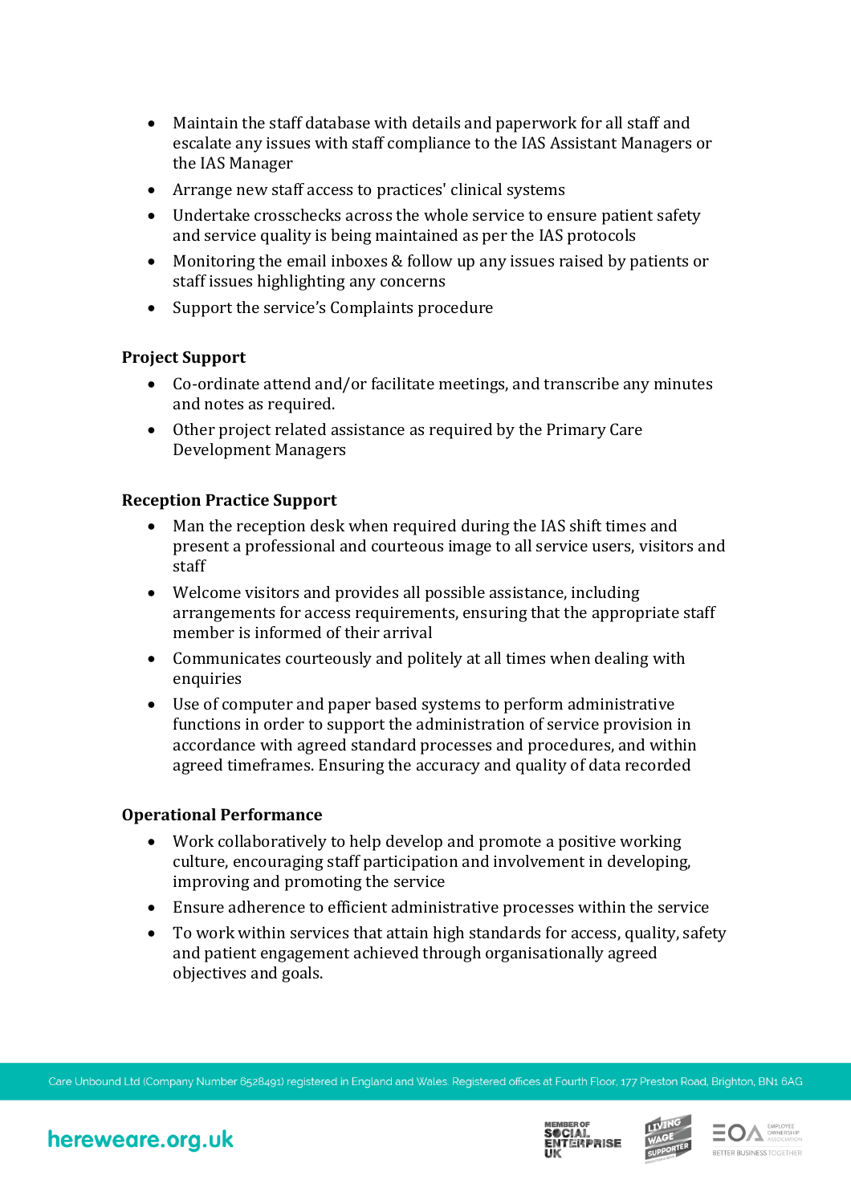- Maintain the staff database with details and paperwork for all staff and escalate any issues with staff compliance to the IAS Assistant Managers or the IAS Manager
- Arrange new staff access to practices' clinical systems
- Undertake crosschecks across the whole service to ensure patient safety and service quality is being maintained as per the IAS protocols
- Monitoring the email inboxes & follow up any issues raised by patients or staff issues highlighting any concerns
- Support the service's Complaints procedure

**Project Support**

- Co-ordinate attend and/or facilitate meetings, and transcribe any minutes and notes as required.
- Other project related assistance as required by the Primary Care Development Managers

**Reception Practice Support**

- Man the reception desk when required during the IAS shift times and present a professional and courteous image to all service users, visitors and staff
- Welcome visitors and provides all possible assistance, including arrangements for access requirements, ensuring that the appropriate staff member is informed of their arrival
- Communicates courteously and politely at all times when dealing with enquiries
- Use of computer and paper based systems to perform administrative functions in order to support the administration of service provision in accordance with agreed standard processes and procedures, and within agreed timeframes. Ensuring the accuracy and quality of data recorded

**Operational Performance**

- Work collaboratively to help develop and promote a positive working culture, encouraging staff participation and involvement in developing, improving and promoting the service
- Ensure adherence to efficient administrative processes within the service
- To work within services that attain high standards for access, quality, safety and patient engagement achieved through organisationally agreed objectives and goals.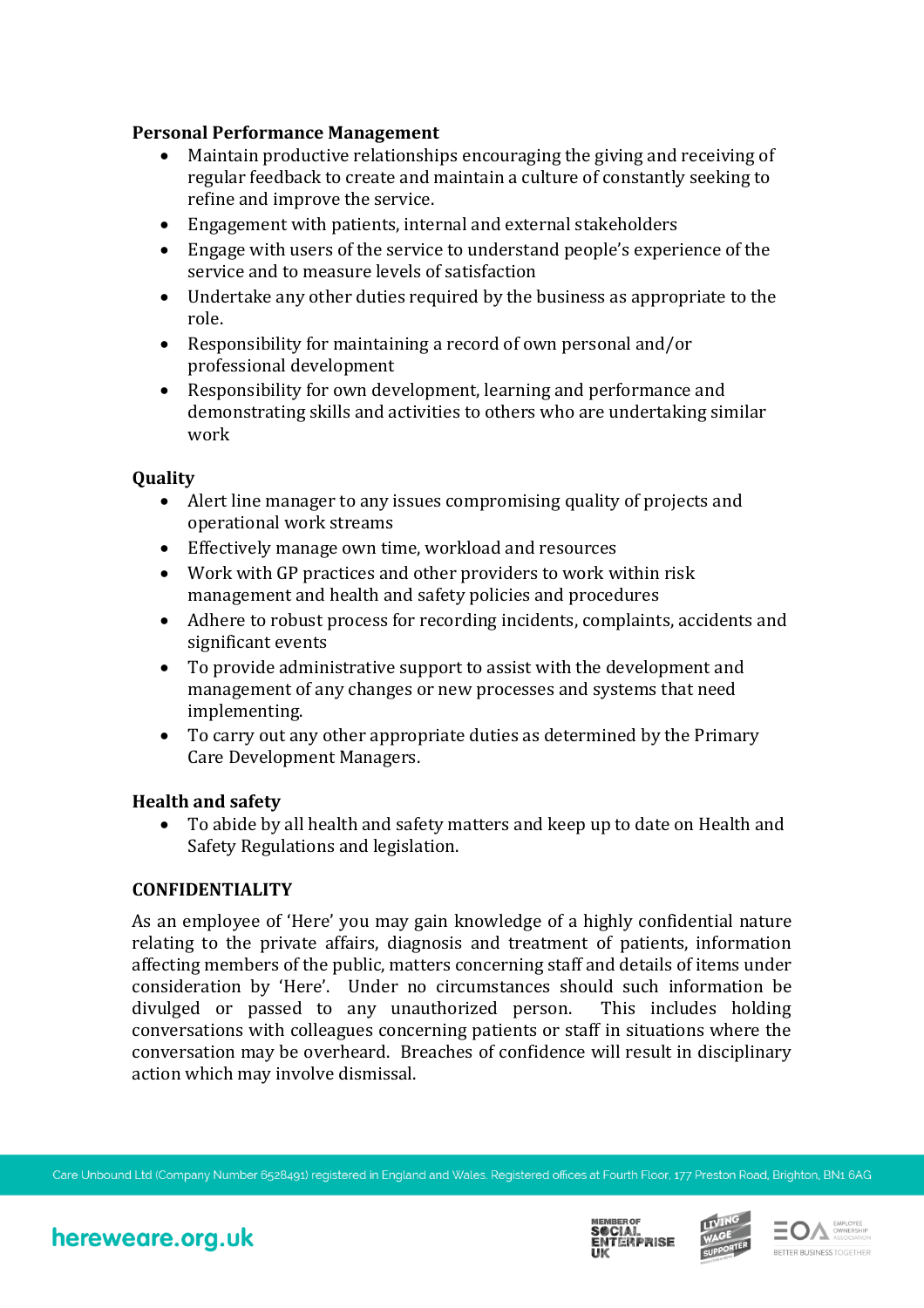**Personal Performance Management**

- Maintain productive relationships encouraging the giving and receiving of regular feedback to create and maintain a culture of constantly seeking to refine and improve the service.
- Engagement with patients, internal and external stakeholders
- Engage with users of the service to understand people's experience of the service and to measure levels of satisfaction
- Undertake any other duties required by the business as appropriate to the role.
- Responsibility for maintaining a record of own personal and/or professional development
- Responsibility for own development, learning and performance and demonstrating skills and activities to others who are undertaking similar work

**Quality**

- Alert line manager to any issues compromising quality of projects and operational work streams
- Effectively manage own time, workload and resources
- Work with GP practices and other providers to work within risk management and health and safety policies and procedures
- Adhere to robust process for recording incidents, complaints, accidents and significant events
- To provide administrative support to assist with the development and management of any changes or new processes and systems that need implementing.
- To carry out any other appropriate duties as determined by the Primary Care Development Managers.

**Health and safety**

- To abide by all health and safety matters and keep up to date on Health and Safety Regulations and legislation.

**CONFIDENTIALITY**

As an employee of 'Here' you may gain knowledge of a highly confidential nature relating to the private affairs, diagnosis and treatment of patients, information affecting members of the public, matters concerning staff and details of items under consideration by 'Here'. Under no circumstances should such information be divulged or passed to any unauthorized person. This includes holding conversations with colleagues concerning patients or staff in situations where the conversation may be overheard. Breaches of confidence will result in disciplinary action which may involve dismissal.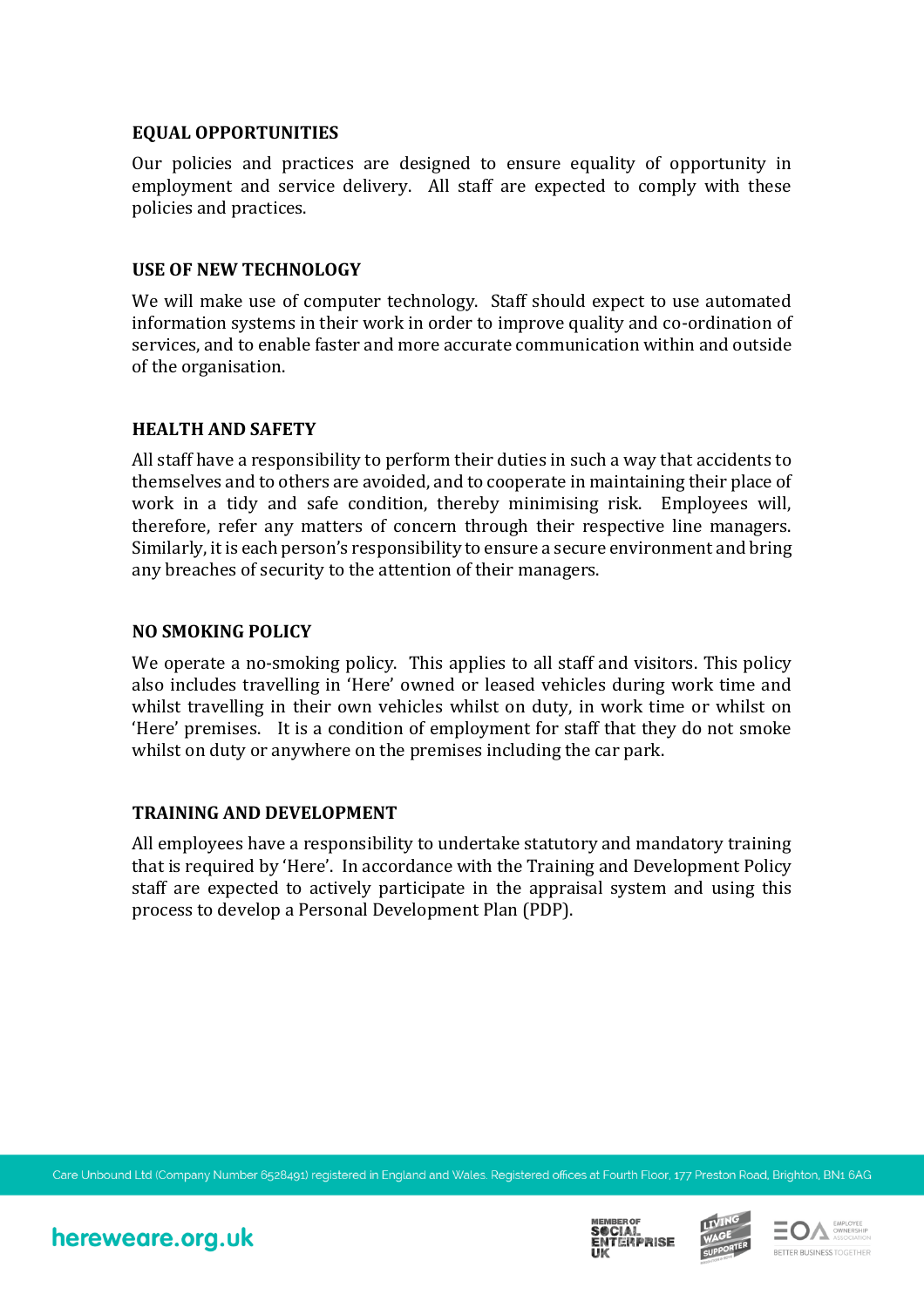## EQUAL OPPORTUNITIES

Our policies and practices are designed to ensure equality of opportunity in employment and service delivery. All staff are expected to comply with these policies and practices.

## USE OF NEW TECHNOLOGY

We will make use of computer technology. Staff should expect to use automated information systems in their work in order to improve quality and co-ordination of services, and to enable faster and more accurate communication within and outside of the organisation.

## HEALTH AND SAFETY

All staff have a responsibility to perform their duties in such a way that accidents to themselves and to others are avoided, and to cooperate in maintaining their place of work in a tidy and safe condition, thereby minimising risk. Employees will, therefore, refer any matters of concern through their respective line managers. Similarly, it is each person's responsibility to ensure a secure environment and bring any breaches of security to the attention of their managers.

## NO SMOKING POLICY

We operate a no-smoking policy. This applies to all staff and visitors. This policy also includes travelling in 'Here' owned or leased vehicles during work time and whilst travelling in their own vehicles whilst on duty, in work time or whilst on 'Here' premises. It is a condition of employment for staff that they do not smoke whilst on duty or anywhere on the premises including the car park.

## TRAINING AND DEVELOPMENT

All employees have a responsibility to undertake statutory and mandatory training that is required by 'Here'. In accordance with the Training and Development Policy staff are expected to actively participate in the appraisal system and using this process to develop a Personal Development Plan (PDP).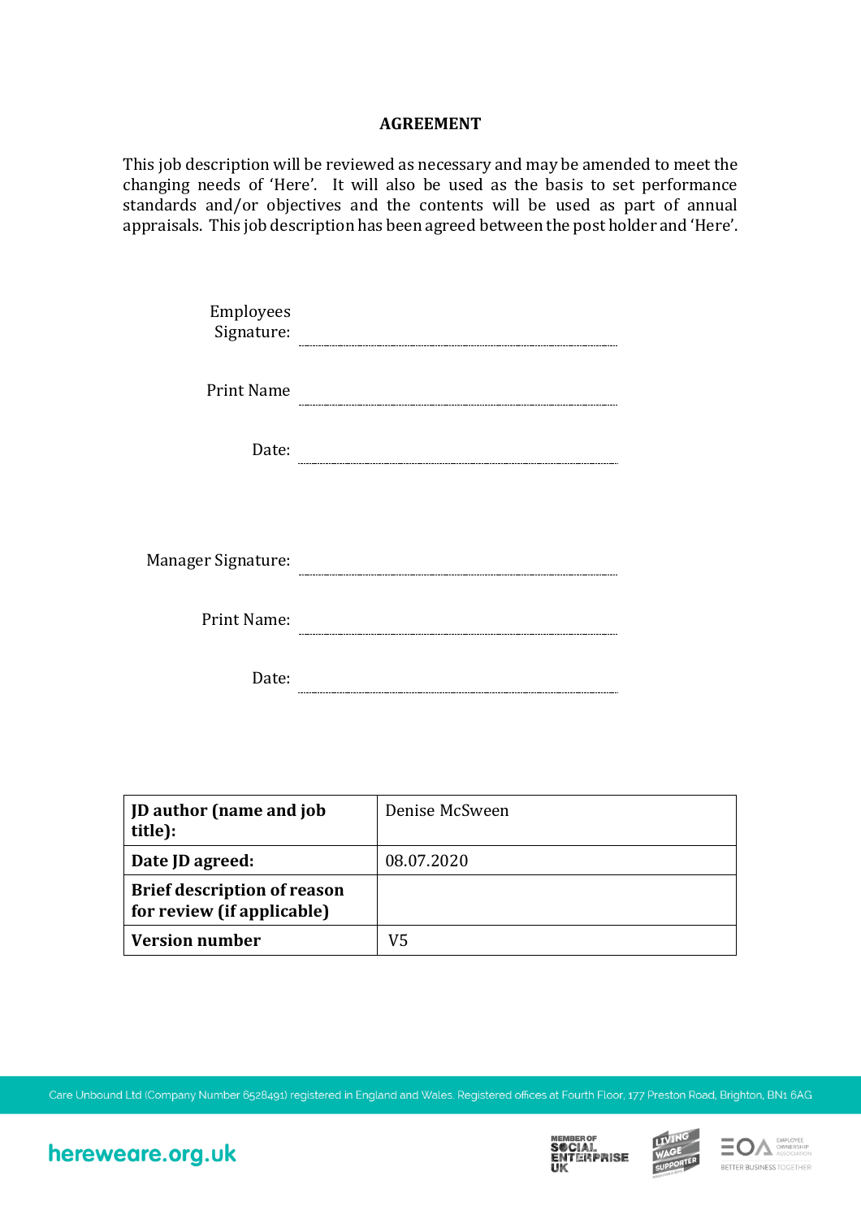**AGREEMENT**

This job description will be reviewed as necessary and may be amended to meet the changing needs of 'Here'. It will also be used as the basis to set performance standards and/or objectives and the contents will be used as part of annual appraisals. This job description has been agreed between the post holder and 'Here'.

Employees Signature: ..........................................................

Print Name ..........................................................

Date: ..........................................................

Manager Signature: ..........................................................

Print Name: ..........................................................

Date: ..........................................................

| | |
|---|---|
| **JD author (name and job title):** | Denise McSween |
| **Date JD agreed:** | 08.07.2020 |
| **Brief description of reason for review (if applicable)** | |
| **Version number** | V5 |

Care Unbound Ltd (Company Number 6528491) registered in England and Wales. Registered offices at Fourth Floor, 177 Preston Road, Brighton, BN1 6AG

hereweare.org.uk